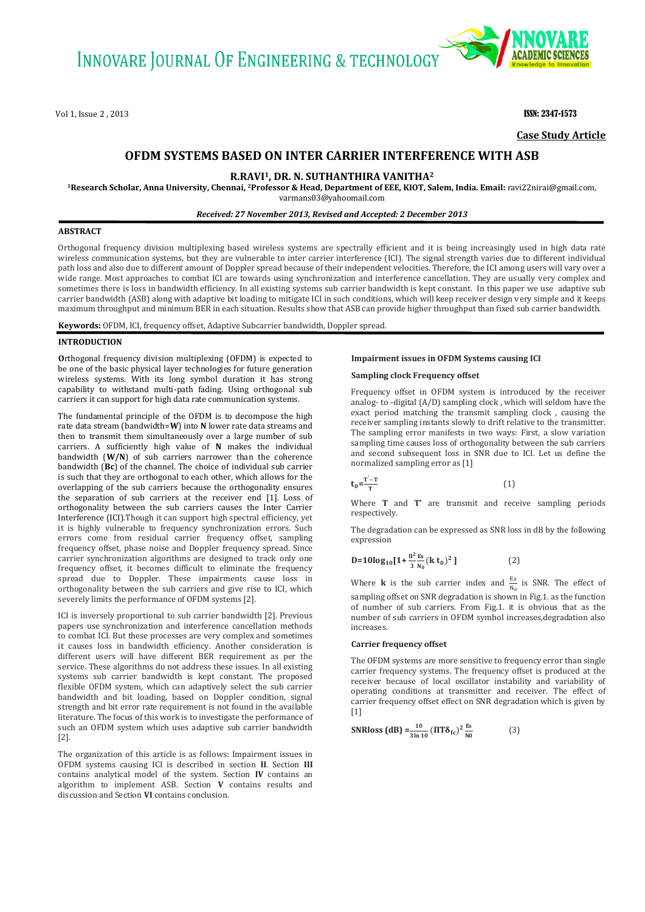# OFDM SYSTEMS BASED ON INTER CARRIER INTERFERENCE WITH ASB

**R.RAVI[1], DR. N. SUTHANTHIRA VANITHA[2]**

**[1]Research Scholar, Anna University, Chennai, [2]Professor & Head, Department of EEE, KIOT, Salem, India. Email:** ravi22nirai@gmail.com, varmans03@yahoomail.com

*Received: 27 November 2013, Revised and Accepted: 2 December 2013*

**Case Study Article**

## ABSTRACT

Orthogonal frequency division multiplexing based wireless systems are spectrally efficient and it is being increasingly used in high data rate wireless communication systems, but they are vulnerable to inter carrier interference (ICI). The signal strength varies due to different individual path loss and also due to different amount of Doppler spread because of their independent velocities. Therefore, the ICI among users will vary over a wide range. Most approaches to combat ICI are towards using synchronization and interference cancellation. They are usually very complex and sometimes there is loss in bandwidth efficiency. In all existing systems sub carrier bandwidth is kept constant. In this paper we use adaptive sub carrier bandwidth (ASB) along with adaptive bit loading to mitigate ICI in such conditions, which will keep receiver design very simple and it keeps maximum throughput and minimum BER in each situation. Results show that ASB can provide higher throughput than fixed sub carrier bandwidth.

**Keywords:** OFDM, ICI, frequency offset, Adaptive Subcarrier bandwidth, Doppler spread.

## INTRODUCTION

**O**rthogonal frequency division multiplexing (OFDM) is expected to be one of the basic physical layer technologies for future generation wireless systems. With its long symbol duration it has strong capability to withstand multi-path fading. Using orthogonal sub carriers it can support for high data rate communication systems.

The fundamental principle of the OFDM is to decompose the high rate data stream (bandwidth=**W**) into **N** lower rate data streams and then to transmit them simultaneously over a large number of sub carriers. A sufficiently high value of **N** makes the individual bandwidth (**W/N**) of sub carriers narrower than the coherence bandwidth (**Bc**) of the channel. The choice of individual sub carrier is such that they are orthogonal to each other, which allows for the overlapping of the sub carriers because the orthogonality ensures the separation of sub carriers at the receiver end [1]. Loss of orthogonality between the sub carriers causes the Inter Carrier Interference (ICI).Though it can support high spectral efficiency, yet it is highly vulnerable to frequency synchronization errors. Such errors come from residual carrier frequency offset, sampling frequency offset, phase noise and Doppler frequency spread. Since carrier synchronization algorithms are designed to track only one frequency offset, it becomes difficult to eliminate the frequency spread due to Doppler. These impairments cause loss in orthogonality between the sub carriers and give rise to ICI, which severely limits the performance of OFDM systems [2].

ICI is inversely proportional to sub carrier bandwidth [2]. Previous papers use synchronization and interference cancellation methods to combat ICI. But these processes are very complex and sometimes it causes loss in bandwidth efficiency. Another consideration is different users will have different BER requirement as per the service. These algorithms do not address these issues. In all existing systems sub carrier bandwidth is kept constant. The proposed flexible OFDM system, which can adaptively select the sub carrier bandwidth and bit loading, based on Doppler condition, signal strength and bit error rate requirement is not found in the available literature. The focus of this work is to investigate the performance of such an OFDM system which uses adaptive sub carrier bandwidth [2].

The organization of this article is as follows: Impairment issues in OFDM systems causing ICI is described in section **II**. Section **III** contains analytical model of the system. Section **IV** contains an algorithm to implement ASB. Section **V** contains results and discussion and Section **VI** contains conclusion.

### Impairment issues in OFDM Systems causing ICI

#### Sampling clock Frequency offset

Frequency offset in OFDM system is introduced by the receiver analog- to -digital (A/D) sampling clock , which will seldom have the exact period matching the transmit sampling clock , causing the receiver sampling instants slowly to drift relative to the transmitter. The sampling error manifests in two ways: First, a slow variation sampling time causes loss of orthogonality between the sub carriers and second subsequent loss in SNR due to ICI. Let us define the normalized sampling error as [1]

$$t_0=\frac{T'-T}{T} \qquad (1)$$

Where **T** and **T'** are transmit and receive sampling periods respectively.

The degradation can be expressed as SNR loss in dB by the following expression

$$D=10\log_{10}\left[1+\frac{\Pi^2}{3}\frac{E_s}{N_0}(k\,t_0)^2\right] \qquad (2)$$

Where **k** is the sub carrier index and $\frac{E_s}{N_0}$ is SNR. The effect of sampling offset on SNR degradation is shown in Fig.1. as the function of number of sub carriers. From Fig.1. it is obvious that as the number of sub carriers in OFDM symbol increases,degradation also increases.

#### Carrier frequency offset

The OFDM systems are more sensitive to frequency error than single carrier frequency systems. The frequency offset is produced at the receiver because of local oscillator instability and variability of operating conditions at transmitter and receiver. The effect of carrier frequency offset effect on SNR degradation which is given by [1]

$$\text{SNRloss (dB)} = \frac{10}{3\ln 10}(\Pi T\delta_{fc})^2\frac{E_s}{N_0} \qquad (3)$$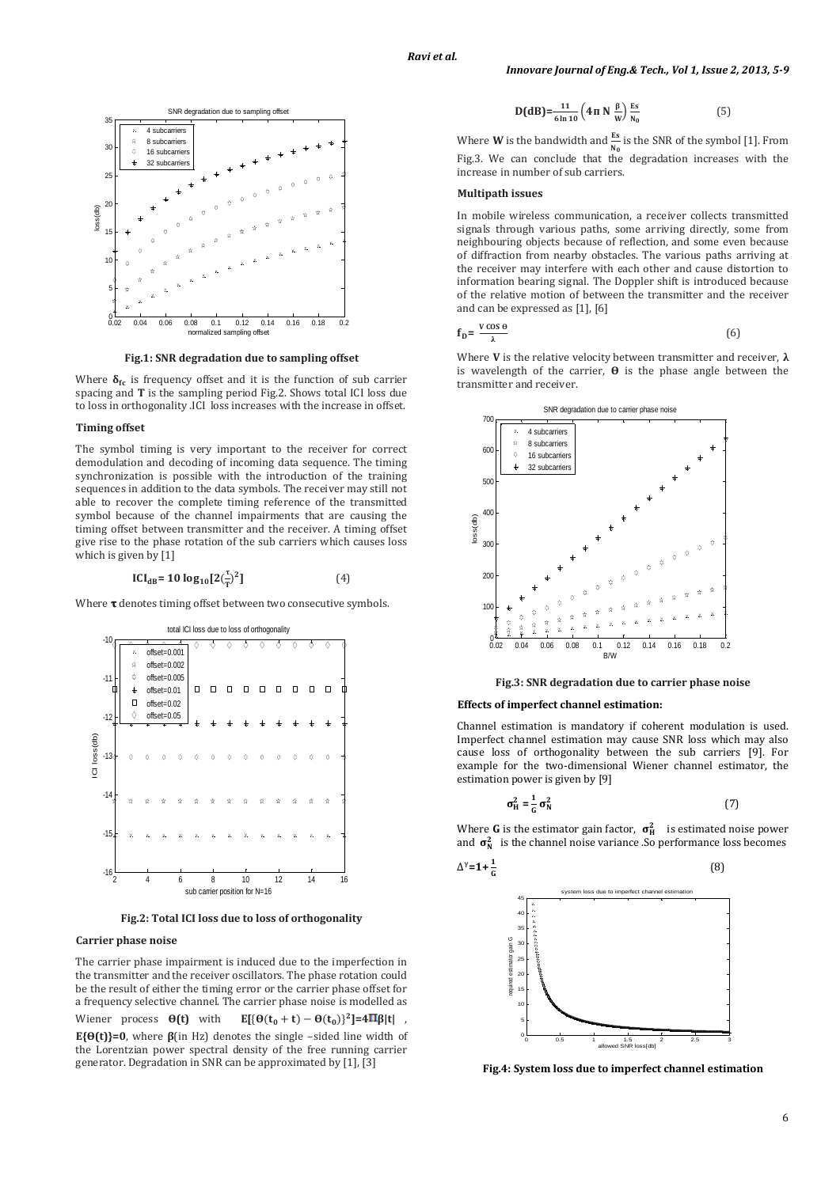**Fig.1: SNR degradation due to sampling offset**

Where $\delta_{fc}$ is frequency offset and it is the function of sub carrier spacing and **T** is the sampling period Fig.2. Shows total ICI loss due to loss in orthogonality .ICI loss increases with the increase in offset.

### Timing offset

The symbol timing is very important to the receiver for correct demodulation and decoding of incoming data sequence. The timing synchronization is possible with the introduction of the training sequences in addition to the data symbols. The receiver may still not able to recover the complete timing reference of the transmitted symbol because of the channel impairments that are causing the timing offset between transmitter and the receiver. A timing offset give rise to the phase rotation of the sub carriers which causes loss which is given by [1]

$$\mathbf{ICI_{dB} = 10\log_{10}[2(\tfrac{\tau}{T})^2]} \qquad (4)$$

Where $\tau$ denotes timing offset between two consecutive symbols.

**Fig.2: Total ICI loss due to loss of orthogonality**

### Carrier phase noise

The carrier phase impairment is induced due to the imperfection in the transmitter and the receiver oscillators. The phase rotation could be the result of either the timing error or the carrier phase offset for a frequency selective channel. The carrier phase noise is modelled as Wiener process $\theta(t)$ with $E[\{\theta(t_0+t)-\theta(t_0)\}^2]=4\pi\beta|t|$ , $E\{\theta(t)\}=0$, where $\beta$(in Hz) denotes the single –sided line width of the Lorentzian power spectral density of the free running carrier generator. Degradation in SNR can be approximated by [1], [3]

$$\mathbf{D(dB)=\frac{11}{6\ln 10}\left(4\pi N\,\frac{\beta}{W}\right)\frac{Es}{N_0}} \qquad (5)$$

Where **W** is the bandwidth and $\frac{Es}{N_0}$ is the SNR of the symbol [1]. From Fig.3. We can conclude that the degradation increases with the increase in number of sub carriers.

### Multipath issues

In mobile wireless communication, a receiver collects transmitted signals through various paths, some arriving directly, some from neighbouring objects because of reflection, and some even because of diffraction from nearby obstacles. The various paths arriving at the receiver may interfere with each other and cause distortion to information bearing signal. The Doppler shift is introduced because of the relative motion of between the transmitter and the receiver and can be expressed as [1], [6]

$$\mathbf{f_D = \frac{v\cos\theta}{\lambda}} \qquad (6)$$

Where **V** is the relative velocity between transmitter and receiver, $\lambda$ is wavelength of the carrier, $\theta$ is the phase angle between the transmitter and receiver.

**Fig.3: SNR degradation due to carrier phase noise**

### Effects of imperfect channel estimation:

Channel estimation is mandatory if coherent modulation is used. Imperfect channel estimation may cause SNR loss which may also cause loss of orthogonality between the sub carriers [9]. For example for the two-dimensional Wiener channel estimator, the estimation power is given by [9]

$$\mathbf{\sigma_H^2 = \frac{1}{G}\sigma_N^2} \qquad (7)$$

Where **G** is the estimator gain factor, $\sigma_H^2$ is estimated noise power and $\sigma_N^2$ is the channel noise variance .So performance loss becomes

$$\Delta^{\gamma}\mathbf{=1+\frac{1}{G}} \qquad (8)$$

**Fig.4: System loss due to imperfect channel estimation**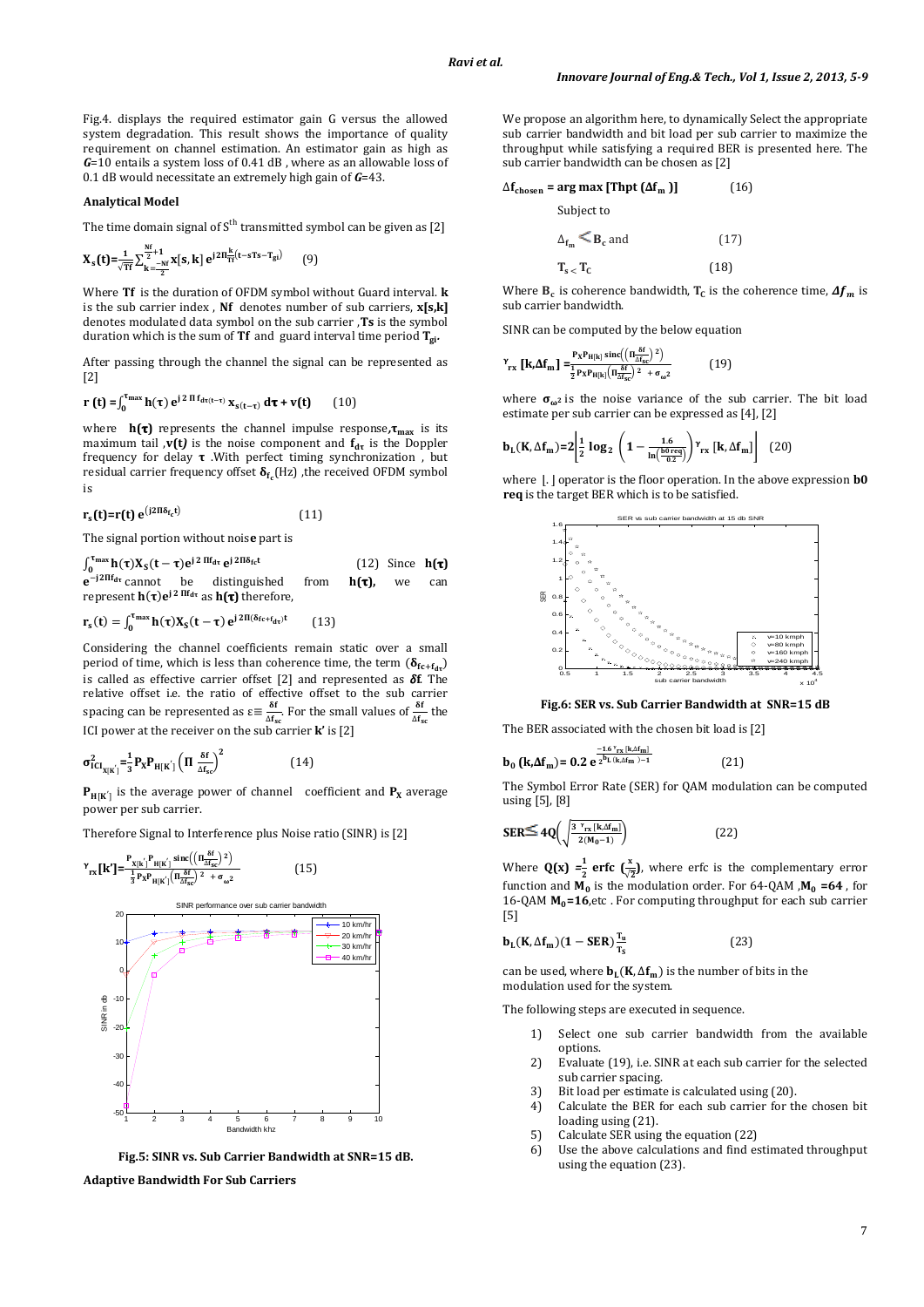Fig.4. displays the required estimator gain G versus the allowed system degradation. This result shows the importance of quality requirement on channel estimation. An estimator gain as high as $G$=10 entails a system loss of 0.41 dB , where as an allowable loss of 0.1 dB would necessitate an extremely high gain of $G$=43.

**Analytical Model**

The time domain signal of $S^{th}$ transmitted symbol can be given as [2]

$$\mathbf{X_s(t)=\frac{1}{\sqrt{Tf}}\sum_{k=\frac{-Nf}{2}}^{\frac{Nf}{2}+1} x[s,k]\, e^{j2\Pi\frac{k}{Tf}(t-sTs-T_{gi})}} \qquad (9)$$

Where **Tf** is the duration of OFDM symbol without Guard interval. **k** is the sub carrier index , **Nf** denotes number of sub carriers, **x[s,k]** denotes modulated data symbol on the sub carrier ,**Ts** is the symbol duration which is the sum of **Tf** and guard interval time period $\mathbf{T_{gi}}$.

After passing through the channel the signal can be represented as [2]

$$\mathbf{r\,(t) = \int_0^{\tau_{max}} h(\tau)\, e^{j\,2\,\Pi\, f_{d\tau}(t-\tau)}\, x_{s(t-\tau)}\, d\tau + v(t)} \qquad (10)$$

where $\mathbf{h(\tau)}$ represents the channel impulse response,$\mathbf{\tau_{max}}$ is its maximum tail ,$\mathbf{v(t)}$ is the noise component and $\mathbf{f_{d\tau}}$ is the Doppler frequency for delay $\boldsymbol{\tau}$ .With perfect timing synchronization , but residual carrier frequency offset $\mathbf{\delta_{f_c}}$(Hz) ,the received OFDM symbol is

$$\mathbf{r_s(t)=r(t)\, e^{(j2\Pi\delta_{f_c}t)}} \qquad (11)$$

The signal portion without noise part is

$$\int_0^{\tau_{max}} \mathbf{h(\tau)X_S(t-\tau)e^{j\,2\,\Pi f_{d\tau}}\, e^{j\,2\Pi\delta_{fc}t}} \qquad (12)$$

Since $\mathbf{h(\tau)}$ $\mathbf{e^{-j2\Pi f_{d\tau}}}$ cannot be distinguished from $\mathbf{h(\tau)}$, we can represent $\mathbf{h(\tau)e^{j\,2\,\Pi f_{d\tau}}}$ as $\mathbf{h(\tau)}$ therefore,

$$\mathbf{r_s(t) = \int_0^{\tau_{max}} h(\tau)X_S(t-\tau)\, e^{j\,2\Pi(\delta_{fc}+f_{d\tau})t}} \qquad (13)$$

Considering the channel coefficients remain static over a small period of time, which is less than coherence time, the term $(\mathbf{\delta_{fc+f_{d\tau}}})$ is called as effective carrier offset [2] and represented as $\boldsymbol{\delta f}$. The relative offset i.e. the ratio of effective offset to the sub carrier spacing can be represented as $\varepsilon \equiv \frac{\delta f}{\Delta f_{sc}}$(Hz). For the small values of $\frac{\delta f}{\Delta f_{sc}}$ the ICI power at the receiver on the sub carrier **k'** is [2]

$$\mathbf{\sigma^2_{ICI_{X[K']}} = \frac{1}{3} P_X P_{H[K']} \left(\Pi\, \frac{\delta f}{\Delta f_{sc}}\right)^2} \qquad (14)$$

$\mathbf{P_{H[K']}}$ is the average power of channel coefficient and $\mathbf{P_X}$ average power per sub carrier.

Therefore Signal to Interference plus Noise ratio (SINR) is [2]

$$\mathbf{\gamma_{rx}[k'] = \frac{P_{X[K']}P_{H[K']}\, sinc\left(\left(\Pi\frac{\delta f}{\Delta f_{sc}}\right)^2\right)}{\frac{1}{3}P_X P_{H[K']}\left(\Pi\frac{\delta f}{\Delta f_{sc}}\right)^2 + \sigma_\omega{}^2}} \qquad (15)$$

**Fig.5: SINR vs. Sub Carrier Bandwidth at SNR=15 dB.**

**Adaptive Bandwidth For Sub Carriers**

We propose an algorithm here, to dynamically Select the appropriate sub carrier bandwidth and bit load per sub carrier to maximize the throughput while satisfying a required BER is presented here. The sub carrier bandwidth can be chosen as [2]

$$\mathbf{\Delta f_{chosen} = arg\ max\ [Thpt\ (\Delta f_m\ )]} \qquad (16)$$

Subject to

$$\Delta_{f_m} < \mathbf{B_c} \text{ and} \qquad (17)$$

$$\mathbf{T_s < T_C} \qquad (18)$$

Where $\mathbf{B_c}$ is coherence bandwidth, $\mathbf{T_C}$ is the coherence time, $\boldsymbol{\Delta f_m}$ is sub carrier bandwidth.

SINR can be computed by the below equation

$$\mathbf{\gamma_{rx}\,[k,\Delta f_m] = \frac{P_X P_{H[k]}\, sinc\left(\left(\Pi\frac{\delta f}{\Delta f_{sc}}\right)^2\right)}{\frac{1}{2}P_X P_{H[k]}\left(\Pi\frac{\delta f}{\Delta f_{sc}}\right)^2 + \sigma_\omega{}^2}} \qquad (19)$$

where $\mathbf{\sigma_{\omega^2}}$ is the noise variance of the sub carrier. The bit load estimate per sub carrier can be expressed as [4], [2]

$$\mathbf{b_L(K,\Delta f_m) = 2\left\lfloor \frac{1}{2}\log_2\left(1 - \frac{1.6}{\ln\left(\frac{b0\,req}{0.2}\right)}\right)\gamma_{rx}\,[k,\Delta f_m]\right\rfloor} \qquad (20)$$

where ⌊. ⌋ operator is the floor operation. In the above expression **b0 req** is the target BER which is to be satisfied.

**Fig.6: SER vs. Sub Carrier Bandwidth at SNR=15 dB**

The BER associated with the chosen bit load is [2]

$$\mathbf{b_0\,(k,\Delta f_m) = 0.2\, e^{\frac{-1.6\,\gamma_{rx}\,[k,\Delta f_m]}{2^{b_L(k,\Delta f_m\,)}-1}}} \qquad (21)$$

The Symbol Error Rate (SER) for QAM modulation can be computed using [5], [8]

$$\mathbf{SER \leq 4Q\left(\sqrt{\frac{3\ \gamma_{rx}\,[k,\Delta f_m]}{2(M_0-1)}}\right)} \qquad (22)$$

Where $\mathbf{Q(x) = \frac{1}{2}\ erfc\ (\frac{x}{\sqrt{2}})}$, where erfc is the complementary error function and $\mathbf{M_0}$ is the modulation order. For 64-QAM ,$\mathbf{M_0}$ **=64** , for 16-QAM $\mathbf{M_0}$**=16**,etc . For computing throughput for each sub carrier [5]

$$\mathbf{b_L(K,\Delta f_m)(1 - SER)\frac{T_u}{T_S}} \qquad (23)$$

can be used, where $\mathbf{b_L(K,\Delta f_m)}$ is the number of bits in the modulation used for the system.

The following steps are executed in sequence.

1) Select one sub carrier bandwidth from the available options.
2) Evaluate (19), i.e. SINR at each sub carrier for the selected sub carrier spacing.
3) Bit load per estimate is calculated using (20).
4) Calculate the BER for each sub carrier for the chosen bit loading using (21).
5) Calculate SER using the equation (22)
6) Use the above calculations and find estimated throughput using the equation (23).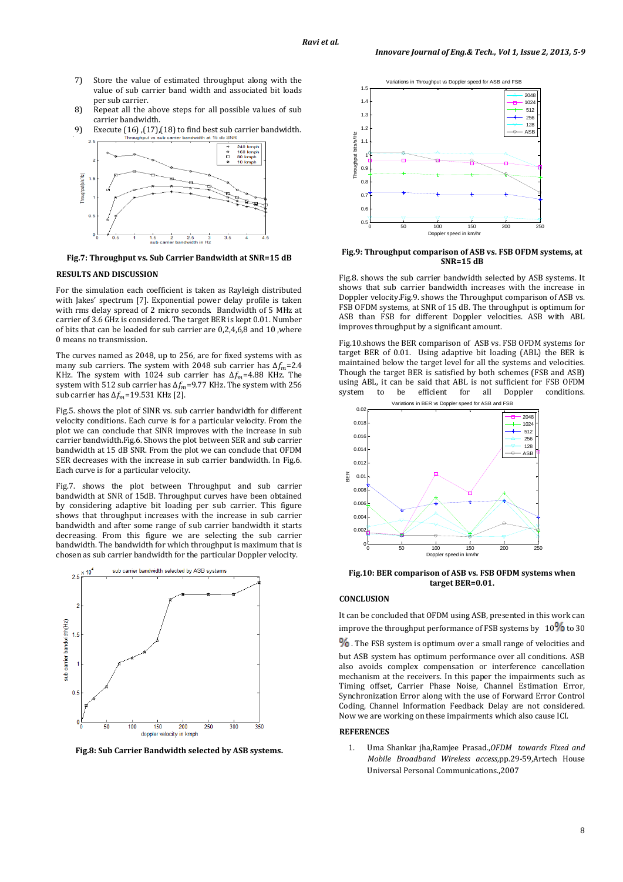7) Store the value of estimated throughput along with the value of sub carrier band width and associated bit loads per sub carrier.
8) Repeat all the above steps for all possible values of sub carrier bandwidth.
9) Execute (16) ,(17),(18) to find best sub carrier bandwidth.

**Fig.7: Throughput vs. Sub Carrier Bandwidth at SNR=15 dB**

## RESULTS AND DISCUSSION

For the simulation each coefficient is taken as Rayleigh distributed with Jakes' spectrum [7]. Exponential power delay profile is taken with rms delay spread of 2 micro seconds. Bandwidth of 5 MHz at carrier of 3.6 GHz is considered. The target BER is kept 0.01. Number of bits that can be loaded for sub carrier are 0,2,4,6,8 and 10 ,where 0 means no transmission.

The curves named as 2048, up to 256, are for fixed systems with as many sub carriers. The system with 2048 sub carrier has $\Delta f_m$=2.4 KHz. The system with 1024 sub carrier has $\Delta f_m$=4.88 KHz. The system with 512 sub carrier has $\Delta f_m$=9.77 KHz. The system with 256 sub carrier has $\Delta f_m$=19.531 KHz [2].

Fig.5. shows the plot of SINR vs. sub carrier bandwidth for different velocity conditions. Each curve is for a particular velocity. From the plot we can conclude that SINR improves with the increase in sub carrier bandwidth.Fig.6. Shows the plot between SER and sub carrier bandwidth at 15 dB SNR. From the plot we can conclude that OFDM SER decreases with the increase in sub carrier bandwidth. In Fig.6. Each curve is for a particular velocity.

Fig.7. shows the plot between Throughput and sub carrier bandwidth at SNR of 15dB. Throughput curves have been obtained by considering adaptive bit loading per sub carrier. This figure shows that throughput increases with the increase in sub carrier bandwidth and after some range of sub carrier bandwidth it starts decreasing. From this figure we are selecting the sub carrier bandwidth. The bandwidth for which throughput is maximum that is chosen as sub carrier bandwidth for the particular Doppler velocity.

**Fig.8: Sub Carrier Bandwidth selected by ASB systems.**

**Fig.9: Throughput comparison of ASB vs. FSB OFDM systems, at SNR=15 dB**

Fig.8. shows the sub carrier bandwidth selected by ASB systems. It shows that sub carrier bandwidth increases with the increase in Doppler velocity.Fig.9. shows the Throughput comparison of ASB vs. FSB OFDM systems, at SNR of 15 dB. The throughput is optimum for ASB than FSB for different Doppler velocities. ASB with ABL improves throughput by a significant amount.

Fig.10.shows the BER comparison of ASB vs. FSB OFDM systems for target BER of 0.01. Using adaptive bit loading (ABL) the BER is maintained below the target level for all the systems and velocities. Though the target BER is satisfied by both schemes (FSB and ASB) using ABL, it can be said that ABL is not sufficient for FSB OFDM system to be efficient for all Doppler conditions.

**Fig.10: BER comparison of ASB vs. FSB OFDM systems when target BER=0.01.**

## CONCLUSION

It can be concluded that OFDM using ASB, presented in this work can improve the throughput performance of FSB systems by 10% to 30 %. The FSB system is optimum over a small range of velocities and but ASB system has optimum performance over all conditions. ASB also avoids complex compensation or interference cancellation mechanism at the receivers. In this paper the impairments such as Timing offset, Carrier Phase Noise, Channel Estimation Error, Synchronization Error along with the use of Forward Error Control Coding, Channel Information Feedback Delay are not considered. Now we are working on these impairments which also cause ICI.

## REFERENCES

1. Uma Shankar jha,Ramjee Prasad.,*OFDM towards Fixed and Mobile Broadband Wireless access*,pp.29-59,Artech House Universal Personal Communications.,2007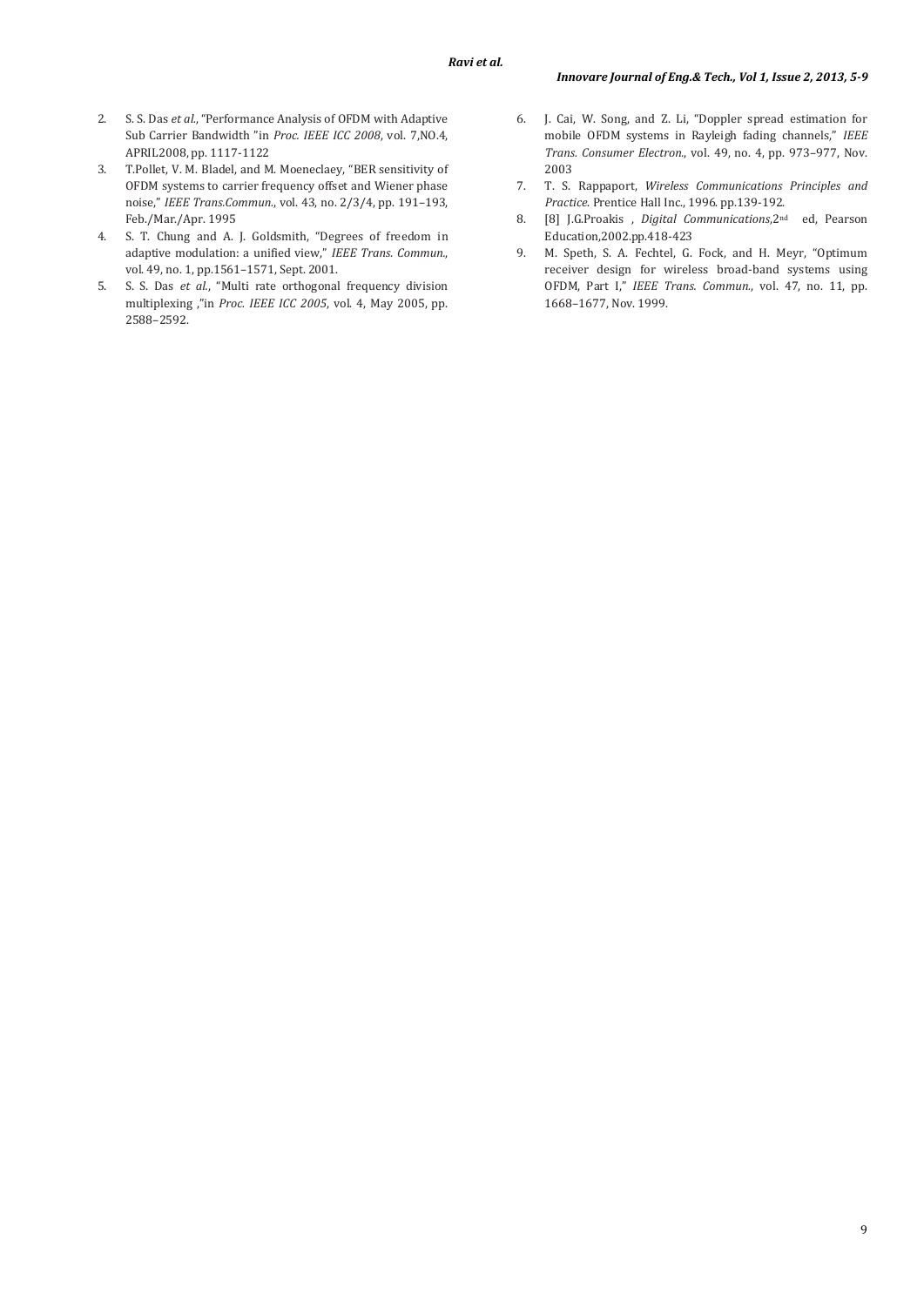2. S. S. Das *et al.*, "Performance Analysis of OFDM with Adaptive Sub Carrier Bandwidth "in *Proc. IEEE ICC 2008*, vol. 7,NO.4, APRIL2008, pp. 1117-1122
3. T.Pollet, V. M. Bladel, and M. Moeneclaey, "BER sensitivity of OFDM systems to carrier frequency offset and Wiener phase noise," *IEEE Trans.Commun.*, vol. 43, no. 2/3/4, pp. 191–193, Feb./Mar./Apr. 1995
4. S. T. Chung and A. J. Goldsmith, "Degrees of freedom in adaptive modulation: a unified view," *IEEE Trans. Commun.*, vol. 49, no. 1, pp.1561–1571, Sept. 2001.
5. S. S. Das *et al.*, "Multi rate orthogonal frequency division multiplexing ,"in *Proc. IEEE ICC 2005*, vol. 4, May 2005, pp. 2588–2592.
6. J. Cai, W. Song, and Z. Li, "Doppler spread estimation for mobile OFDM systems in Rayleigh fading channels," *IEEE Trans. Consumer Electron.*, vol. 49, no. 4, pp. 973–977, Nov. 2003
7. T. S. Rappaport, *Wireless Communications Principles and Practice*. Prentice Hall Inc., 1996. pp.139-192.
8. [8] J.G.Proakis , *Digital Communications*,2nd ed, Pearson Education,2002.pp.418-423
9. M. Speth, S. A. Fechtel, G. Fock, and H. Meyr, "Optimum receiver design for wireless broad-band systems using OFDM, Part I," *IEEE Trans. Commun.*, vol. 47, no. 11, pp. 1668–1677, Nov. 1999.